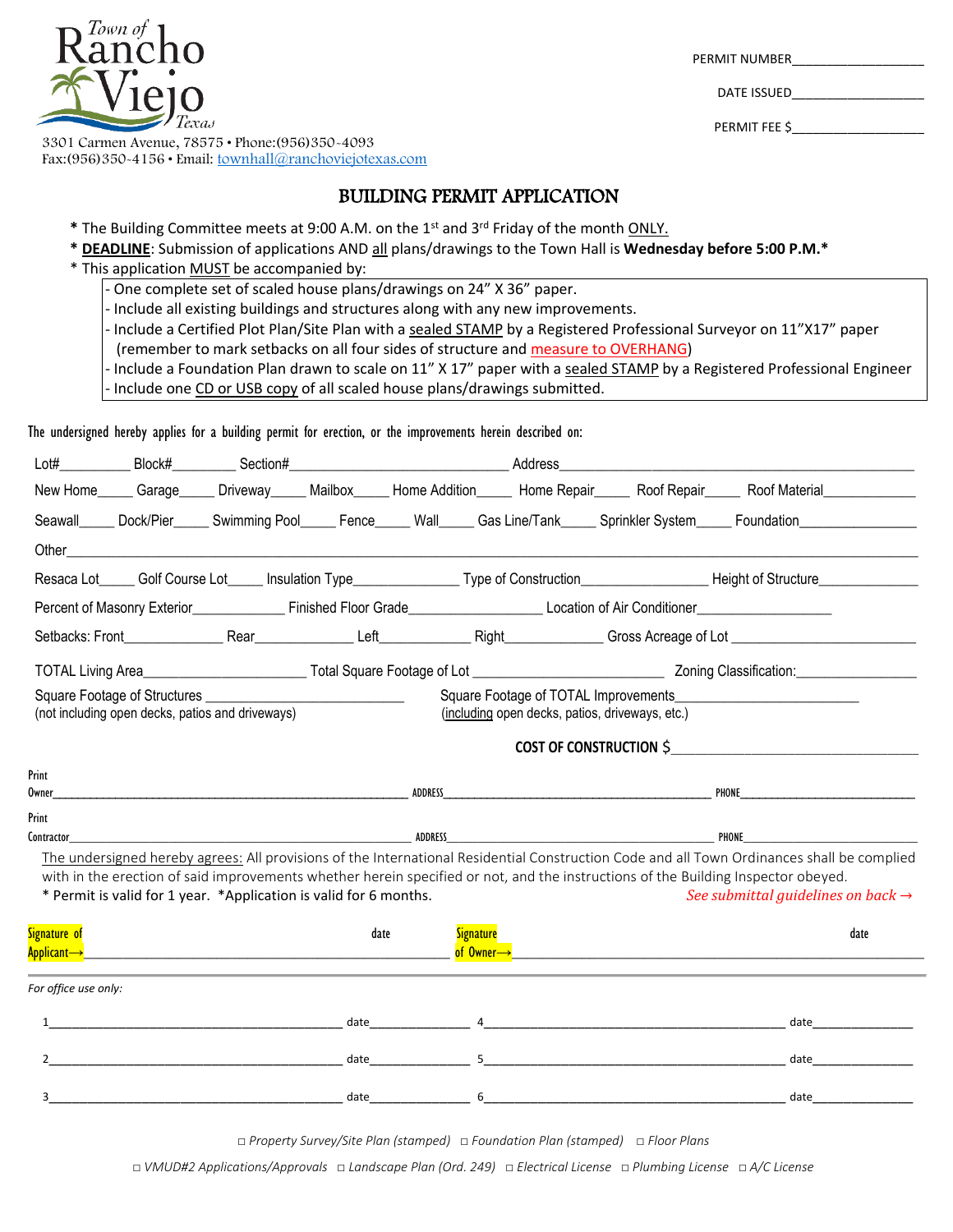Town of Rancho Viejo Texas

3301 Carmen Avenue, 78575 • Phone:(956)350-4093
Fax:(956)350-4156 • Email: townhall@ranchoviejotexas.com

PERMIT NUMBER__________________

DATE ISSUED__________________

PERMIT FEE $__________________

# BUILDING PERMIT APPLICATION

* The Building Committee meets at 9:00 A.M. on the 1st and 3rd Friday of the month ONLY.
* **DEADLINE**: Submission of applications AND all plans/drawings to the Town Hall is **Wednesday before 5:00 P.M.***
* This application MUST be accompanied by:
  - One complete set of scaled house plans/drawings on 24" X 36" paper.
  - Include all existing buildings and structures along with any new improvements.
  - Include a Certified Plot Plan/Site Plan with a sealed STAMP by a Registered Professional Surveyor on 11"X17" paper (remember to mark setbacks on all four sides of structure and measure to OVERHANG)
  - Include a Foundation Plan drawn to scale on 11" X 17" paper with a sealed STAMP by a Registered Professional Engineer
  - Include one CD or USB copy of all scaled house plans/drawings submitted.

The undersigned hereby applies for a building permit for erection, or the improvements herein described on:

Lot#_________ Block#_________ Section#___________________________ Address___________________________________________

New Home_____ Garage_____ Driveway_____ Mailbox_____ Home Addition_____ Home Repair_____ Roof Repair_____ Roof Material____________

Seawall_____ Dock/Pier_____ Swimming Pool_____ Fence_____ Wall_____ Gas Line/Tank_____ Sprinkler System_____ Foundation_______________

Other___________________________________________________________________________________________________________

Resaca Lot_____ Golf Course Lot_____ Insulation Type______________ Type of Construction________________ Height of Structure_____________

Percent of Masonry Exterior____________ Finished Floor Grade_________________ Location of Air Conditioner_________________

Setbacks: Front_____________ Rear_____________ Left____________ Right_____________ Gross Acreage of Lot ________________________

TOTAL Living Area_____________________ Total Square Footage of Lot ________________________ Zoning Classification:________________

Square Footage of Structures ___________________________
(not including open decks, patios and driveways)

Square Footage of TOTAL Improvements________________________
(including open decks, patios, driveways, etc.)

**COST OF CONSTRUCTION $**________________________________

Print Owner_____________________________________________ ADDRESS_________________________________________ PHONE___________________________

Print Contractor_____________________________________________ ADDRESS_________________________________________ PHONE___________________________

The undersigned hereby agrees: All provisions of the International Residential Construction Code and all Town Ordinances shall be complied with in the erection of said improvements whether herein specified or not, and the instructions of the Building Inspector obeyed.

* Permit is valid for 1 year. *Application is valid for 6 months.

*See submittal guidelines on back →*

Signature of Applicant→__________________________________________ date

Signature of Owner→__________________________________________ date

*For office use only:*

1_________________________________________ date_______________ 4_________________________________________ date_______________

2_________________________________________ date_______________ 5_________________________________________ date_______________

3_________________________________________ date_______________ 6_________________________________________ date_______________

□ *Property Survey/Site Plan (stamped)* □ *Foundation Plan (stamped)* □ *Floor Plans*

□ *VMUD#2 Applications/Approvals* □ *Landscape Plan (Ord. 249)* □ *Electrical License* □ *Plumbing License* □ *A/C License*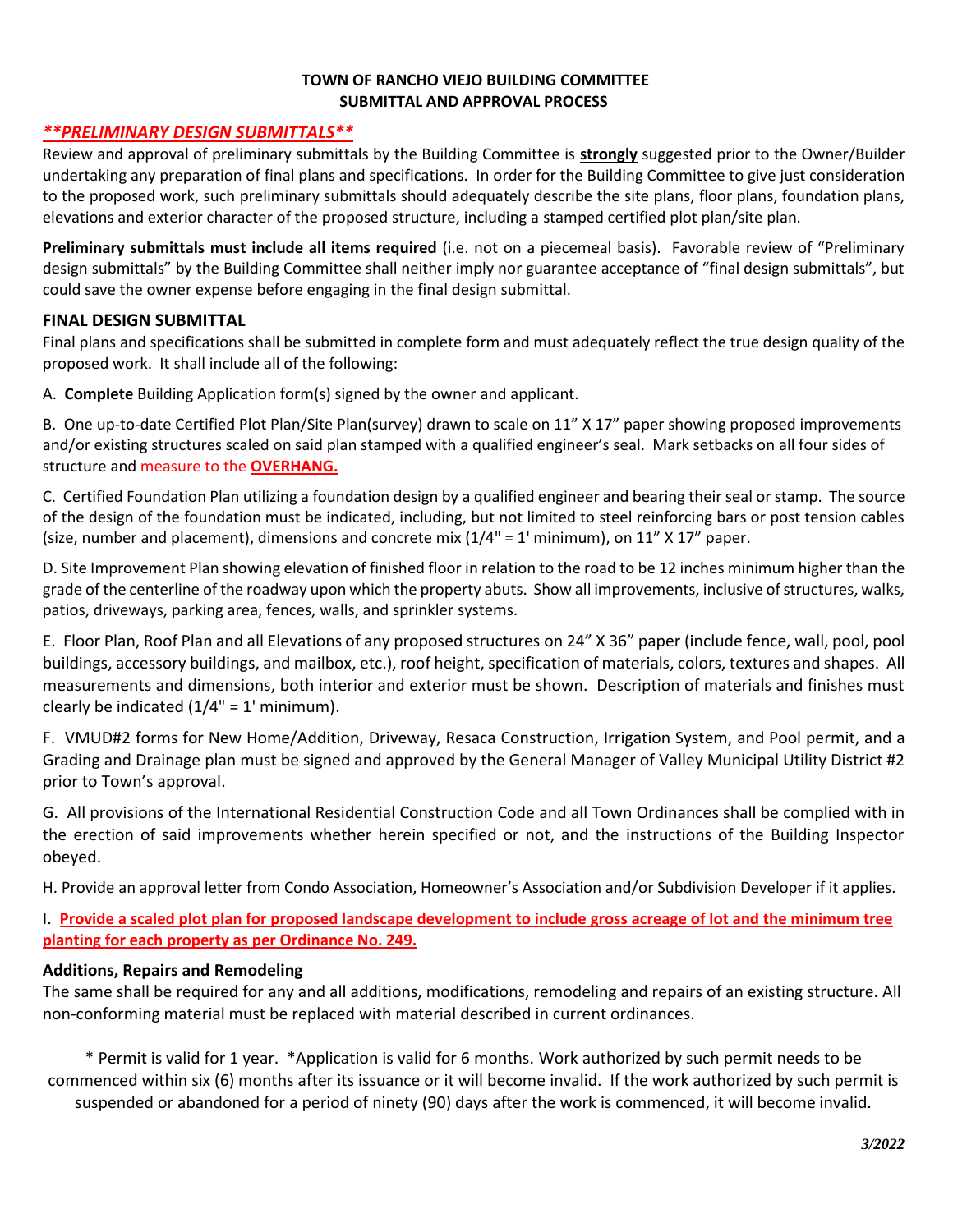**TOWN OF RANCHO VIEJO BUILDING COMMITTEE**
**SUBMITTAL AND APPROVAL PROCESS**

***\*\*PRELIMINARY DESIGN SUBMITTALS\*\****

Review and approval of preliminary submittals by the Building Committee is **strongly** suggested prior to the Owner/Builder undertaking any preparation of final plans and specifications. In order for the Building Committee to give just consideration to the proposed work, such preliminary submittals should adequately describe the site plans, floor plans, foundation plans, elevations and exterior character of the proposed structure, including a stamped certified plot plan/site plan.

**Preliminary submittals must include all items required** (i.e. not on a piecemeal basis). Favorable review of "Preliminary design submittals" by the Building Committee shall neither imply nor guarantee acceptance of "final design submittals", but could save the owner expense before engaging in the final design submittal.

## FINAL DESIGN SUBMITTAL

Final plans and specifications shall be submitted in complete form and must adequately reflect the true design quality of the proposed work. It shall include all of the following:

A. **Complete** Building Application form(s) signed by the owner and applicant.

B. One up-to-date Certified Plot Plan/Site Plan(survey) drawn to scale on 11" X 17" paper showing proposed improvements and/or existing structures scaled on said plan stamped with a qualified engineer's seal. Mark setbacks on all four sides of structure and measure to the **OVERHANG.**

C. Certified Foundation Plan utilizing a foundation design by a qualified engineer and bearing their seal or stamp. The source of the design of the foundation must be indicated, including, but not limited to steel reinforcing bars or post tension cables (size, number and placement), dimensions and concrete mix (1/4" = 1' minimum), on 11" X 17" paper.

D. Site Improvement Plan showing elevation of finished floor in relation to the road to be 12 inches minimum higher than the grade of the centerline of the roadway upon which the property abuts. Show all improvements, inclusive of structures, walks, patios, driveways, parking area, fences, walls, and sprinkler systems.

E. Floor Plan, Roof Plan and all Elevations of any proposed structures on 24" X 36" paper (include fence, wall, pool, pool buildings, accessory buildings, and mailbox, etc.), roof height, specification of materials, colors, textures and shapes. All measurements and dimensions, both interior and exterior must be shown. Description of materials and finishes must clearly be indicated (1/4" = 1' minimum).

F. VMUD#2 forms for New Home/Addition, Driveway, Resaca Construction, Irrigation System, and Pool permit, and a Grading and Drainage plan must be signed and approved by the General Manager of Valley Municipal Utility District #2 prior to Town's approval.

G. All provisions of the International Residential Construction Code and all Town Ordinances shall be complied with in the erection of said improvements whether herein specified or not, and the instructions of the Building Inspector obeyed.

H. Provide an approval letter from Condo Association, Homeowner's Association and/or Subdivision Developer if it applies.

I. **Provide a scaled plot plan for proposed landscape development to include gross acreage of lot and the minimum tree planting for each property as per Ordinance No. 249.**

### Additions, Repairs and Remodeling

The same shall be required for any and all additions, modifications, remodeling and repairs of an existing structure. All non-conforming material must be replaced with material described in current ordinances.

\* Permit is valid for 1 year. \*Application is valid for 6 months. Work authorized by such permit needs to be commenced within six (6) months after its issuance or it will become invalid. If the work authorized by such permit is suspended or abandoned for a period of ninety (90) days after the work is commenced, it will become invalid.

*3/2022*